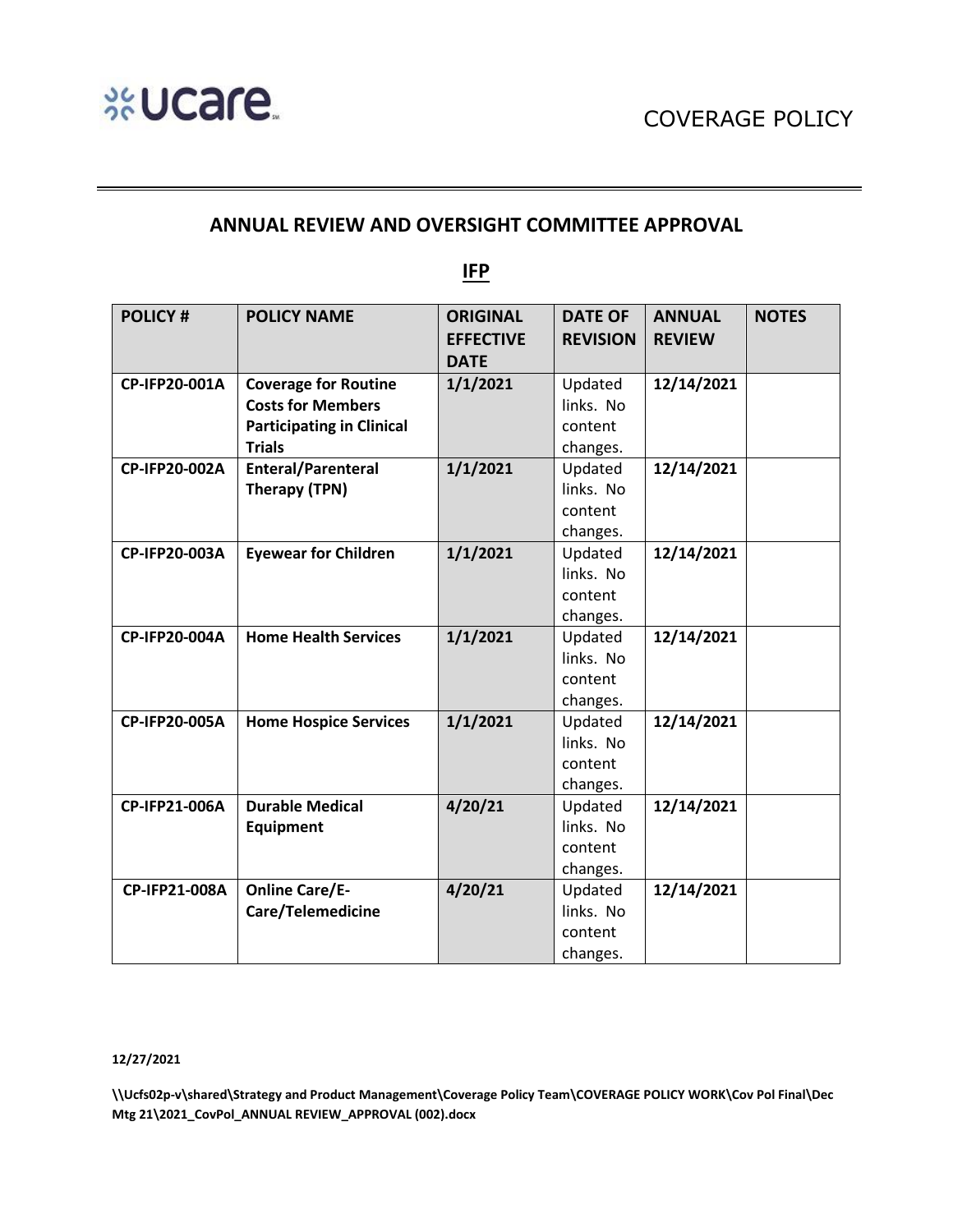COVERAGE POLICY

## ANNUAL REVIEW AND OVERSIGHT COMMITTEE APPROVAL

## IFP

| POLICY # | POLICY NAME | ORIGINAL EFFECTIVE DATE | DATE OF REVISION | ANNUAL REVIEW | NOTES |
|---|---|---|---|---|---|
| **CP-IFP20-001A** | **Coverage for Routine Costs for Members Participating in Clinical Trials** | **1/1/2021** | Updated links. No content changes. | **12/14/2021** | |
| **CP-IFP20-002A** | **Enteral/Parenteral Therapy (TPN)** | **1/1/2021** | Updated links. No content changes. | **12/14/2021** | |
| **CP-IFP20-003A** | **Eyewear for Children** | **1/1/2021** | Updated links. No content changes. | **12/14/2021** | |
| **CP-IFP20-004A** | **Home Health Services** | **1/1/2021** | Updated links. No content changes. | **12/14/2021** | |
| **CP-IFP20-005A** | **Home Hospice Services** | **1/1/2021** | Updated links. No content changes. | **12/14/2021** | |
| **CP-IFP21-006A** | **Durable Medical Equipment** | **4/20/21** | Updated links. No content changes. | **12/14/2021** | |
| **CP-IFP21-008A** | **Online Care/E-Care/Telemedicine** | **4/20/21** | Updated links. No content changes. | **12/14/2021** | |

**12/27/2021**

**\\Ucfs02p-v\shared\Strategy and Product Management\Coverage Policy Team\COVERAGE POLICY WORK\Cov Pol Final\Dec Mtg 21\2021_CovPol_ANNUAL REVIEW_APPROVAL (002).docx**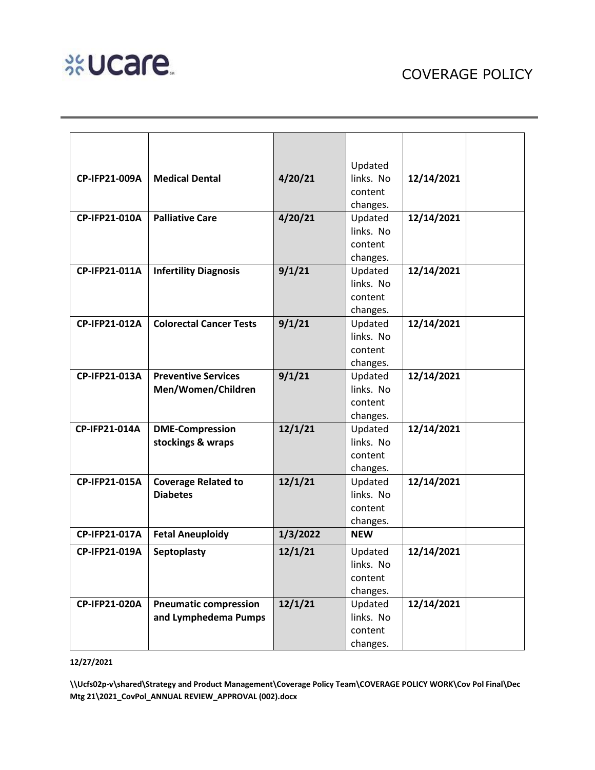| | | | | | |
|---|---|---|---|---|---|
| **CP-IFP21-009A** | **Medical Dental** | **4/20/21** | Updated links. No content changes. | **12/14/2021** | |
| **CP-IFP21-010A** | **Palliative Care** | **4/20/21** | Updated links. No content changes. | **12/14/2021** | |
| **CP-IFP21-011A** | **Infertility Diagnosis** | **9/1/21** | Updated links. No content changes. | **12/14/2021** | |
| **CP-IFP21-012A** | **Colorectal Cancer Tests** | **9/1/21** | Updated links. No content changes. | **12/14/2021** | |
| **CP-IFP21-013A** | **Preventive Services Men/Women/Children** | **9/1/21** | Updated links. No content changes. | **12/14/2021** | |
| **CP-IFP21-014A** | **DME-Compression stockings & wraps** | **12/1/21** | Updated links. No content changes. | **12/14/2021** | |
| **CP-IFP21-015A** | **Coverage Related to Diabetes** | **12/1/21** | Updated links. No content changes. | **12/14/2021** | |
| **CP-IFP21-017A** | **Fetal Aneuploidy** | **1/3/2022** | **NEW** | | |
| **CP-IFP21-019A** | **Septoplasty** | **12/1/21** | Updated links. No content changes. | **12/14/2021** | |
| **CP-IFP21-020A** | **Pneumatic compression and Lymphedema Pumps** | **12/1/21** | Updated links. No content changes. | **12/14/2021** | |

**12/27/2021**

**\\Ucfs02p-v\shared\Strategy and Product Management\Coverage Policy Team\COVERAGE POLICY WORK\Cov Pol Final\Dec Mtg 21\2021_CovPol_ANNUAL REVIEW_APPROVAL (002).docx**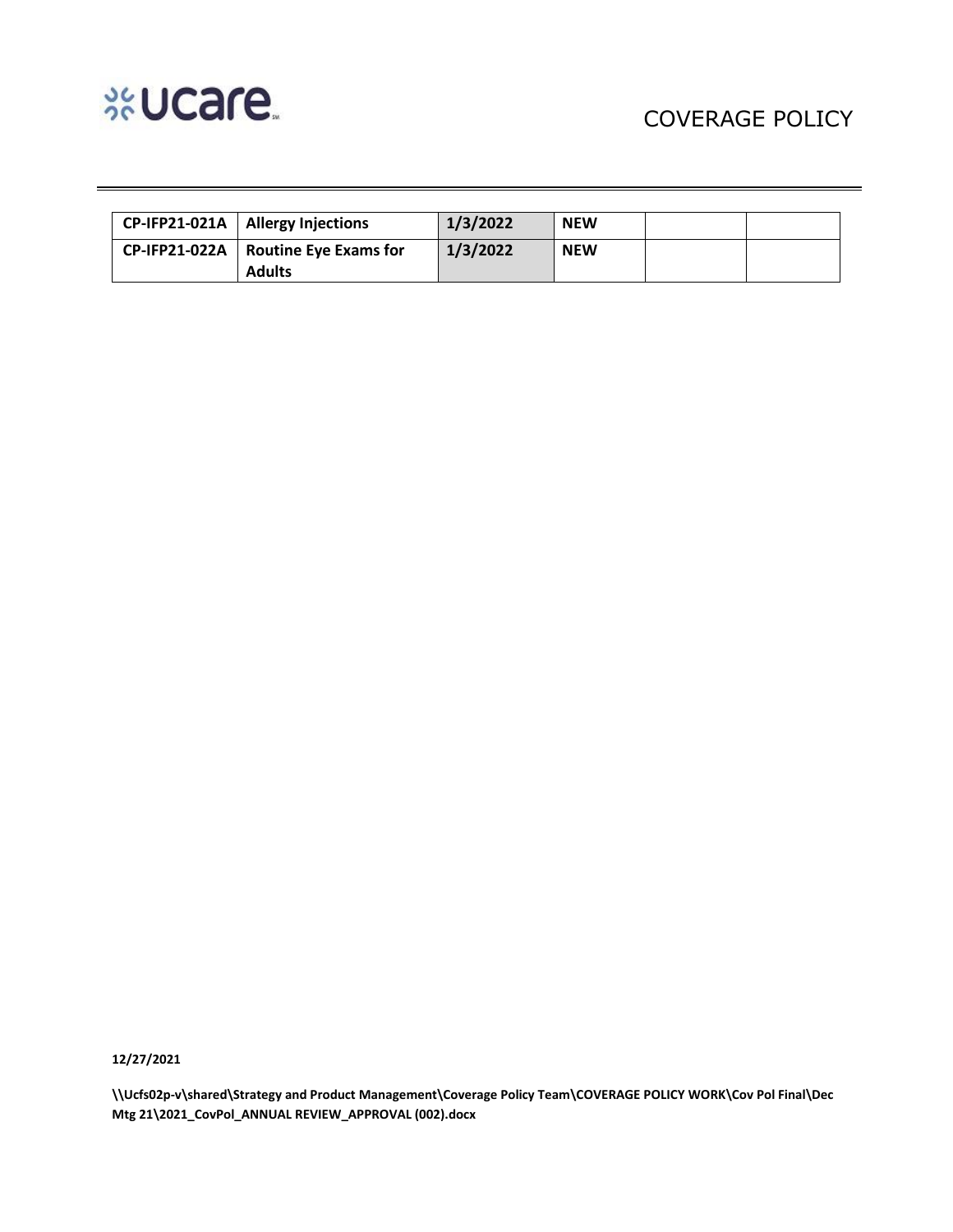| | | | | | |
|---|---|---|---|---|---|
| **CP-IFP21-021A** | **Allergy Injections** | **1/3/2022** | **NEW** | | |
| **CP-IFP21-022A** | **Routine Eye Exams for Adults** | **1/3/2022** | **NEW** | | |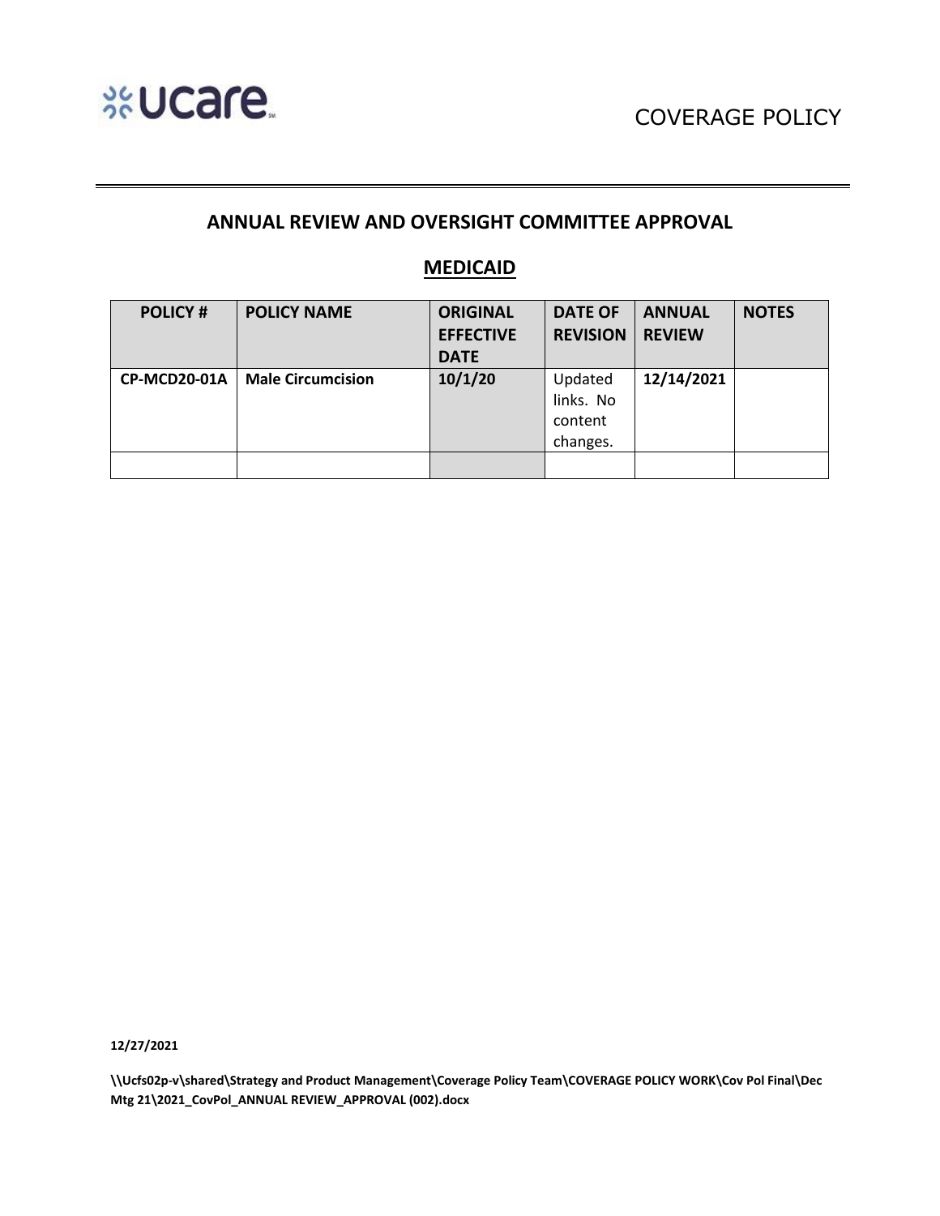ucare

COVERAGE POLICY

## ANNUAL REVIEW AND OVERSIGHT COMMITTEE APPROVAL

## MEDICAID

| POLICY # | POLICY NAME | ORIGINAL EFFECTIVE DATE | DATE OF REVISION | ANNUAL REVIEW | NOTES |
|---|---|---|---|---|---|
| **CP-MCD20-01A** | **Male Circumcision** | **10/1/20** | Updated links. No content changes. | **12/14/2021** | |
| | | | | | |

**12/27/2021**

**\\Ucfs02p-v\shared\Strategy and Product Management\Coverage Policy Team\COVERAGE POLICY WORK\Cov Pol Final\Dec Mtg 21\2021_CovPol_ANNUAL REVIEW_APPROVAL (002).docx**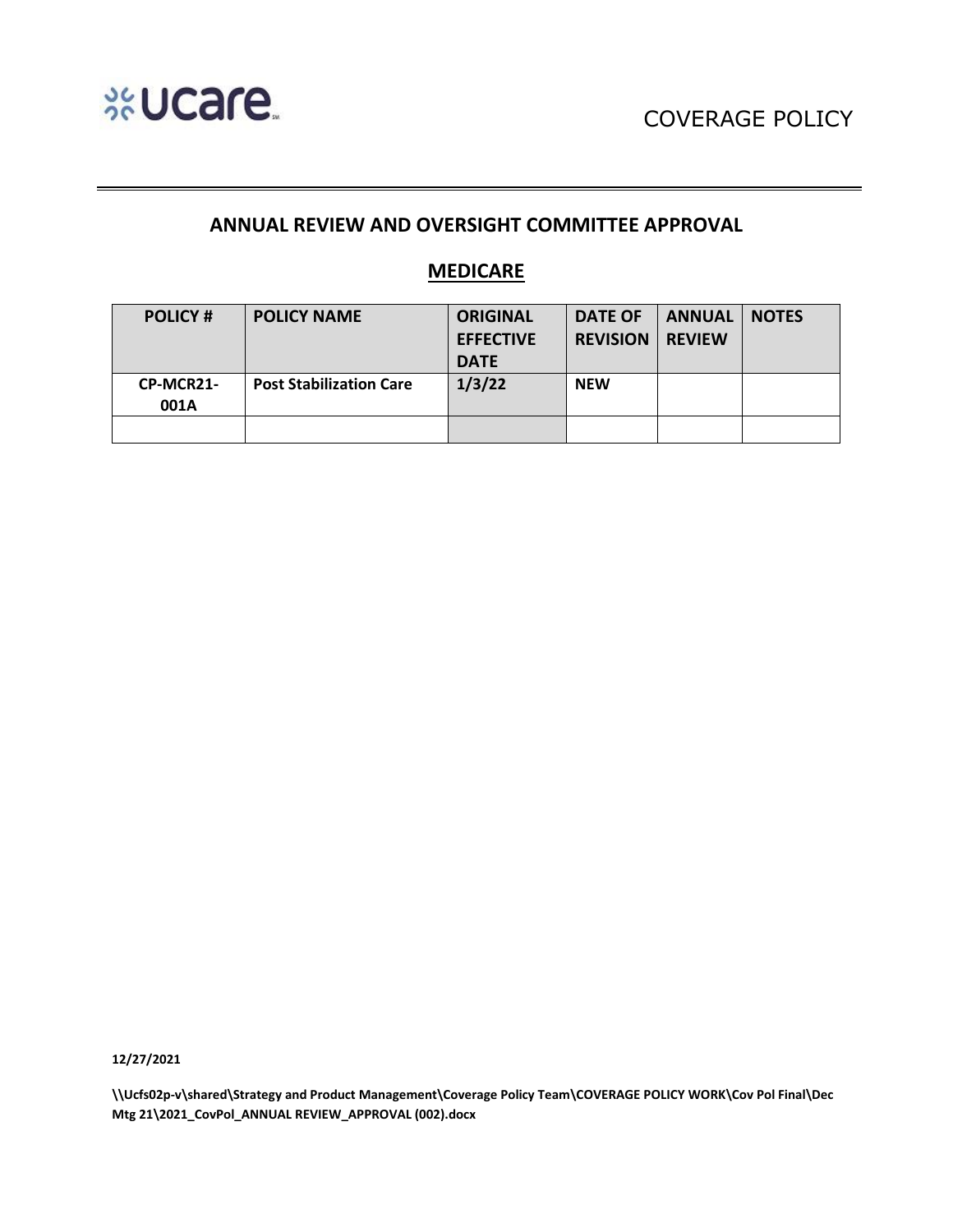ucare

COVERAGE POLICY

## ANNUAL REVIEW AND OVERSIGHT COMMITTEE APPROVAL

## MEDICARE

| POLICY # | POLICY NAME | ORIGINAL EFFECTIVE DATE | DATE OF REVISION | ANNUAL REVIEW | NOTES |
|---|---|---|---|---|---|
| **CP-MCR21-001A** | **Post Stabilization Care** | **1/3/22** | **NEW** | | |
| | | | | | |

**12/27/2021**

**\\Ucfs02p-v\shared\Strategy and Product Management\Coverage Policy Team\COVERAGE POLICY WORK\Cov Pol Final\Dec Mtg 21\2021_CovPol_ANNUAL REVIEW_APPROVAL (002).docx**